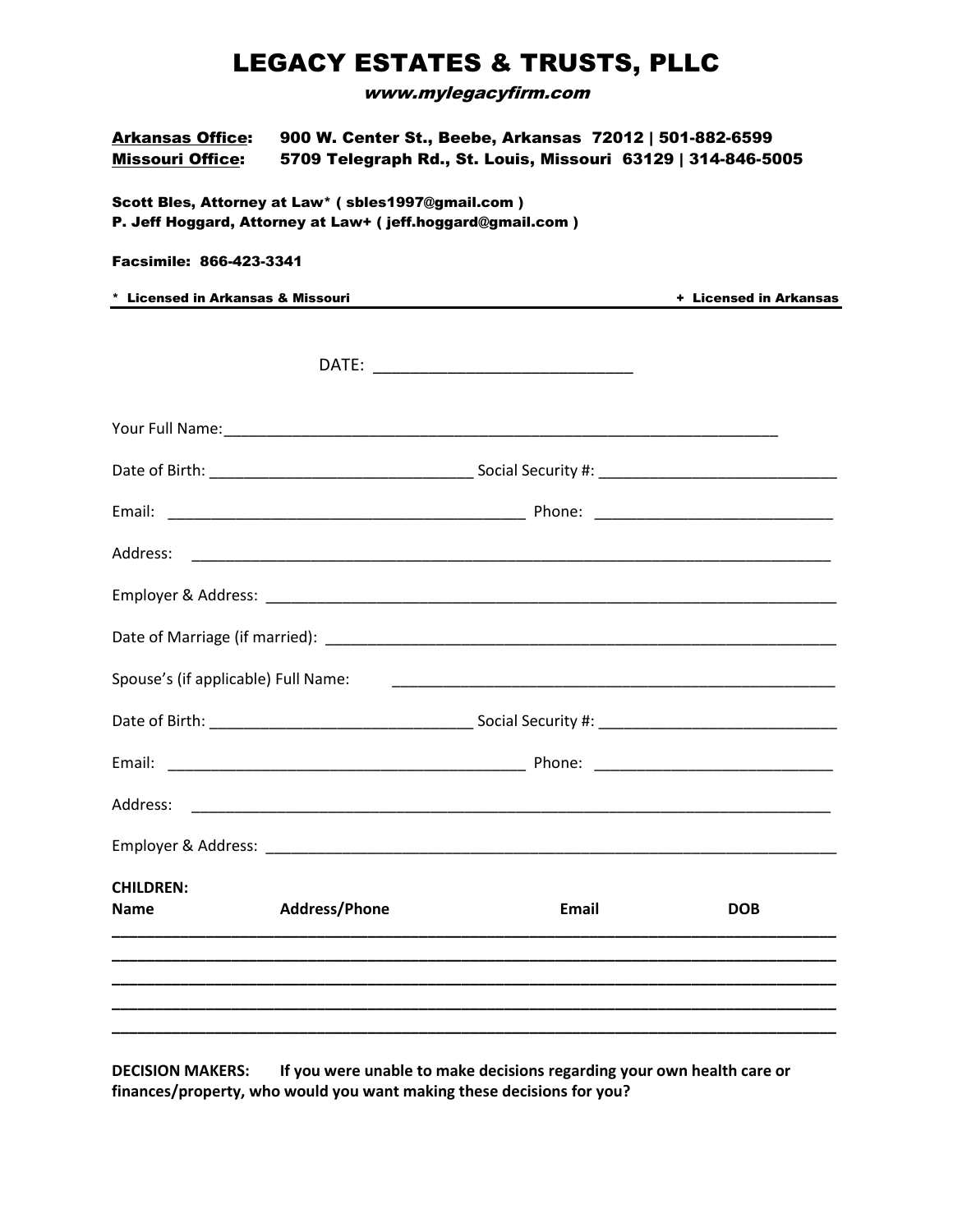# LEGACY ESTATES & TRUSTS, PLLC

*www.mylegacyfirm.com*

**Arkansas Office:** 900 W. Center St., Beebe, Arkansas 72012 | 501-882-6599
**Missouri Office:** 5709 Telegraph Rd., St. Louis, Missouri 63129 | 314-846-5005

Scott Bles, Attorney at Law* ( sbles1997@gmail.com )
P. Jeff Hoggard, Attorney at Law+ ( jeff.hoggard@gmail.com )

Facsimile: 866-423-3341

\* Licensed in Arkansas & Missouri + Licensed in Arkansas

---

DATE: ____________________________

Your Full Name: ______________________________________________________________

Date of Birth: ______________________________ Social Security #: ___________________________

Email: ________________________________________ Phone: ___________________________

Address: _________________________________________________________________________

Employer & Address: ________________________________________________________________

Date of Marriage (if married): __________________________________________________________

Spouse's (if applicable) Full Name: ____________________________________________________

Date of Birth: ______________________________ Social Security #: ___________________________

Email: ________________________________________ Phone: ___________________________

Address: _________________________________________________________________________

Employer & Address: ________________________________________________________________

**CHILDREN:**

| Name | Address/Phone | Email | DOB |
|---|---|---|---|
| | | | |
| | | | |
| | | | |
| | | | |
| | | | |

**DECISION MAKERS: If you were unable to make decisions regarding your own health care or finances/property, who would you want making these decisions for you?**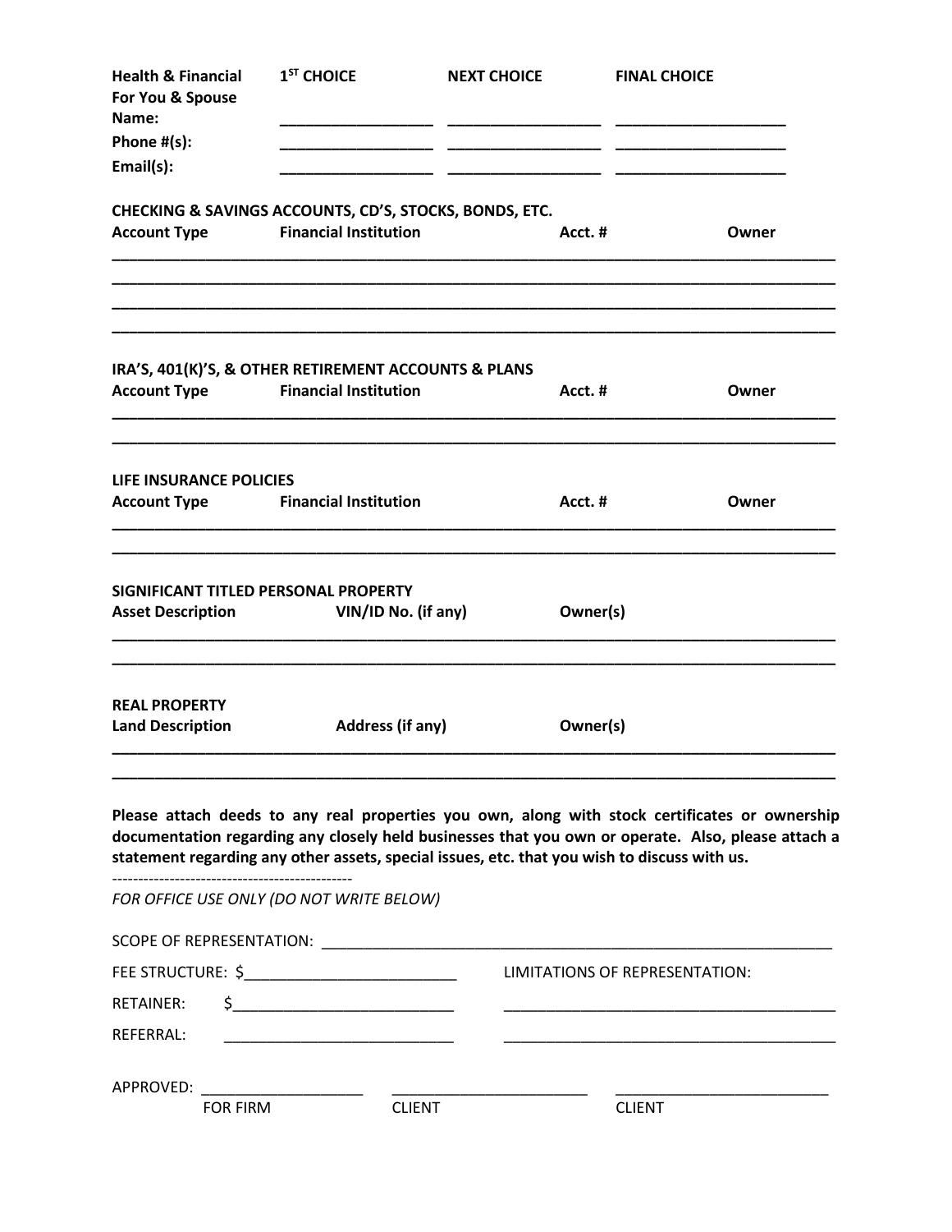| Health & Financial For You & Spouse | 1[ST] CHOICE | NEXT CHOICE | FINAL CHOICE |
| --- | --- | --- | --- |
| Name: | ___________________ | ___________________ | _____________________ |
| Phone #(s): | ___________________ | ___________________ | _____________________ |
| Email(s): | ___________________ | ___________________ | _____________________ |

**CHECKING & SAVINGS ACCOUNTS, CD'S, STOCKS, BONDS, ETC.**

| Account Type | Financial Institution | Acct. # | Owner |
| --- | --- | --- | --- |
| | | | |
| | | | |
| | | | |
| | | | |

**IRA'S, 401(K)'S, & OTHER RETIREMENT ACCOUNTS & PLANS**

| Account Type | Financial Institution | Acct. # | Owner |
| --- | --- | --- | --- |
| | | | |
| | | | |

**LIFE INSURANCE POLICIES**

| Account Type | Financial Institution | Acct. # | Owner |
| --- | --- | --- | --- |
| | | | |
| | | | |

**SIGNIFICANT TITLED PERSONAL PROPERTY**

| Asset Description | VIN/ID No. (if any) | Owner(s) |
| --- | --- | --- |
| | | |
| | | |

**REAL PROPERTY**

| Land Description | Address (if any) | Owner(s) |
| --- | --- | --- |
| | | |
| | | |

**Please attach deeds to any real properties you own, along with stock certificates or ownership documentation regarding any closely held businesses that you own or operate. Also, please attach a statement regarding any other assets, special issues, etc. that you wish to discuss with us.**

----------------------------------------------

*FOR OFFICE USE ONLY (DO NOT WRITE BELOW)*

SCOPE OF REPRESENTATION: ______________________________________________________________

FEE STRUCTURE: $_________________________ LIMITATIONS OF REPRESENTATION:

RETAINER: $__________________________ ________________________________________

REFERRAL: ___________________________ ________________________________________

APPROVED: ___________________ _______________________ _________________________

FOR FIRM CLIENT CLIENT